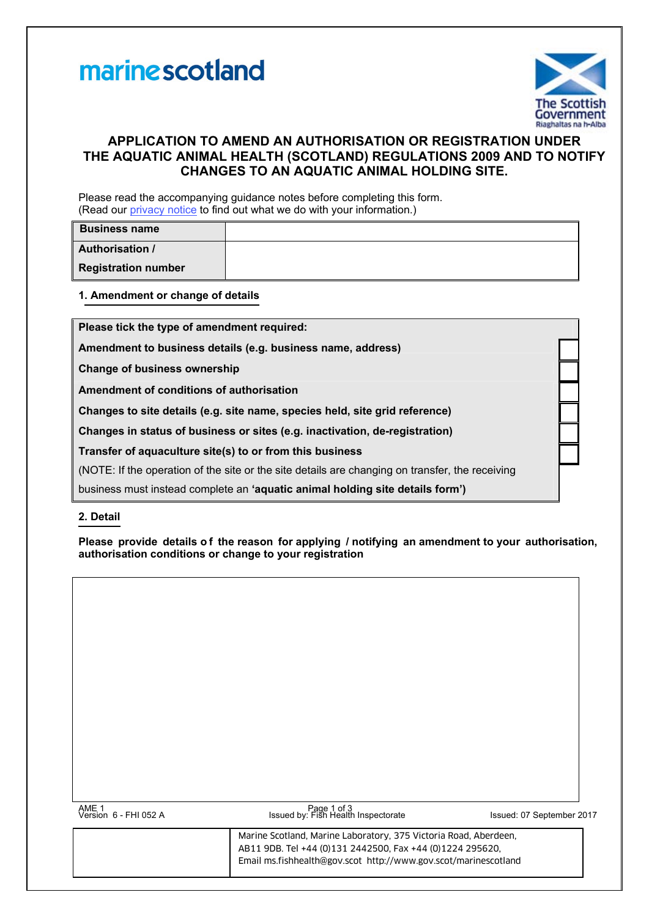marinescotland

The Scottish Government
Riaghaltas na h-Alba

# APPLICATION TO AMEND AN AUTHORISATION OR REGISTRATION UNDER THE AQUATIC ANIMAL HEALTH (SCOTLAND) REGULATIONS 2009 AND TO NOTIFY CHANGES TO AN AQUATIC ANIMAL HOLDING SITE.

Please read the accompanying guidance notes before completing this form.
(Read our privacy notice to find out what we do with your information.)

| **Business name** | |
|---|---|
| **Authorisation / Registration number** | |

## 1. Amendment or change of details

| **Please tick the type of amendment required:** | |
|---|---|
| **Amendment to business details (e.g. business name, address)** | ☐ |
| **Change of business ownership** | ☐ |
| **Amendment of conditions of authorisation** | ☐ |
| **Changes to site details (e.g. site name, species held, site grid reference)** | ☐ |
| **Changes in status of business or sites (e.g. inactivation, de-registration)** | ☐ |
| **Transfer of aquaculture site(s) to or from this business** | ☐ |
| (NOTE: If the operation of the site or the site details are changing on transfer, the receiving business must instead complete an **'aquatic animal holding site details form')** | |

## 2. Detail

**Please provide details of the reason for applying / notifying an amendment to your authorisation, authorisation conditions or change to your registration**

| |
|---|
| |

AME 1
Version 6 - FHI 052 A | Issued by: Fish Health Inspectorate | Issued: 07 September 2017

| | Marine Scotland, Marine Laboratory, 375 Victoria Road, Aberdeen, AB11 9DB. Tel +44 (0)131 2442500, Fax +44 (0)1224 295620, Email ms.fishhealth@gov.scot http://www.gov.scot/marinescotland |
|---|---|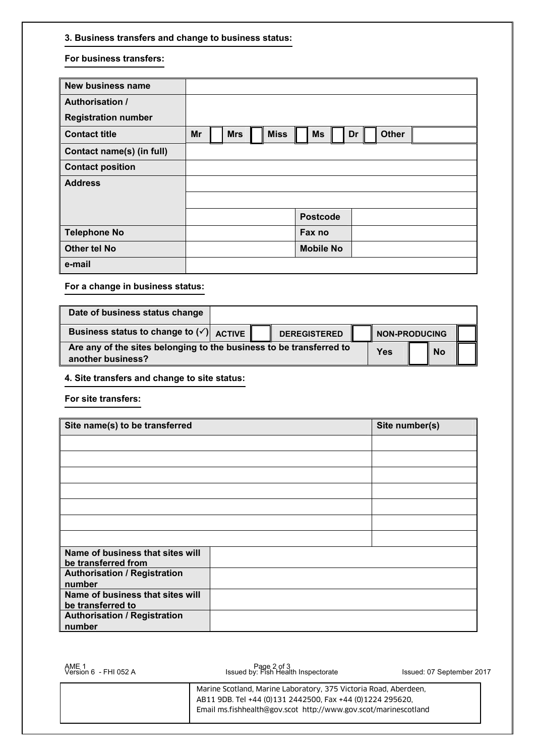### 3. Business transfers and change to business status:

**For business transfers:**

| | | | | | | | | | | | | |
|---|---|---|---|---|---|---|---|---|---|---|---|---|
| **New business name** | | | | | | | | | | | | |
| **Authorisation / Registration number** | | | | | | | | | | | | |
| **Contact title** | **Mr** | | **Mrs** | | **Miss** | | **Ms** | | **Dr** | | **Other** | |
| **Contact name(s) (in full)** | | | | | | | | | | | | |
| **Contact position** | | | | | | | | | | | | |
| **Address** | | | | | | | | | | | | |
| | | | | | | | | | | | | |
| | | | | | | | **Postcode** | | | | | |
| **Telephone No** | | | | | | | **Fax no** | | | | | |
| **Other tel No** | | | | | | | **Mobile No** | | | | | |
| **e-mail** | | | | | | | | | | | | |

**For a change in business status:**

| | | | | | | |
|---|---|---|---|---|---|---|
| **Date of business status change** | | | | | | |
| **Business status to change to (✓)** | **ACTIVE** | | **DEREGISTERED** | | **NON-PRODUCING** | |
| **Are any of the sites belonging to the business to be transferred to another business?** | | | **Yes** | | **No** | |

### 4. Site transfers and change to site status:

**For site transfers:**

| **Site name(s) to be transferred** | **Site number(s)** |
|---|---|
| | |
| | |
| | |
| | |
| | |
| | |
| | |

| | |
|---|---|
| **Name of business that sites will be transferred from** | |
| **Authorisation / Registration number** | |
| **Name of business that sites will be transferred to** | |
| **Authorisation / Registration number** | |

AME 1
Version 6 - FHI 052 A

Issued by: Fish Health Inspectorate

Issued: 07 September 2017

Marine Scotland, Marine Laboratory, 375 Victoria Road, Aberdeen, AB11 9DB. Tel +44 (0)131 2442500, Fax +44 (0)1224 295620, Email ms.fishhealth@gov.scot http://www.gov.scot/marinescotland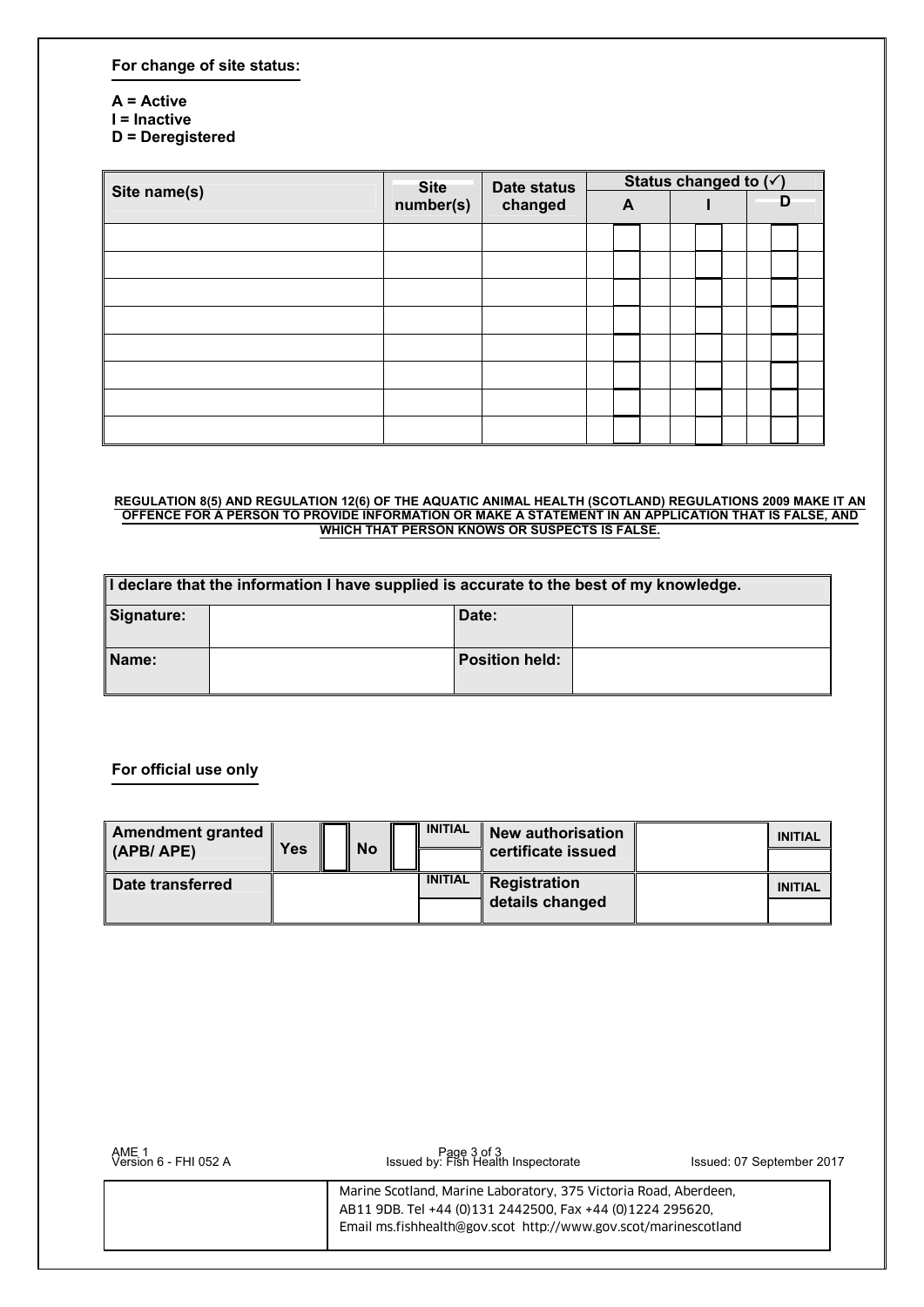**For change of site status:**

**A = Active**
**I = Inactive**
**D = Deregistered**

| Site name(s) | Site number(s) | Date status changed | Status changed to (✓) | | |
|---|---|---|---|---|---|
| | | | A | I | D |
| | | | | | |
| | | | | | |
| | | | | | |
| | | | | | |
| | | | | | |
| | | | | | |
| | | | | | |
| | | | | | |

**REGULATION 8(5) AND REGULATION 12(6) OF THE AQUATIC ANIMAL HEALTH (SCOTLAND) REGULATIONS 2009 MAKE IT AN OFFENCE FOR A PERSON TO PROVIDE INFORMATION OR MAKE A STATEMENT IN AN APPLICATION THAT IS FALSE, AND WHICH THAT PERSON KNOWS OR SUSPECTS IS FALSE.**

| I declare that the information I have supplied is accurate to the best of my knowledge. | | | |
|---|---|---|---|
| **Signature:** | | **Date:** | |
| **Name:** | | **Position held:** | |

**For official use only**

| | | | | | | | |
|---|---|---|---|---|---|---|---|
| **Amendment granted (APB/ APE)** | **Yes** | **No** | INITIAL | **New authorisation certificate issued** | | INITIAL |
| **Date transferred** | | | INITIAL | **Registration details changed** | | INITIAL |

AME 1
Version 6 - FHI 052 A

Issued by: Fish Health Inspectorate

Issued: 07 September 2017

Marine Scotland, Marine Laboratory, 375 Victoria Road, Aberdeen, AB11 9DB. Tel +44 (0)131 2442500, Fax +44 (0)1224 295620, Email ms.fishhealth@gov.scot http://www.gov.scot/marinescotland